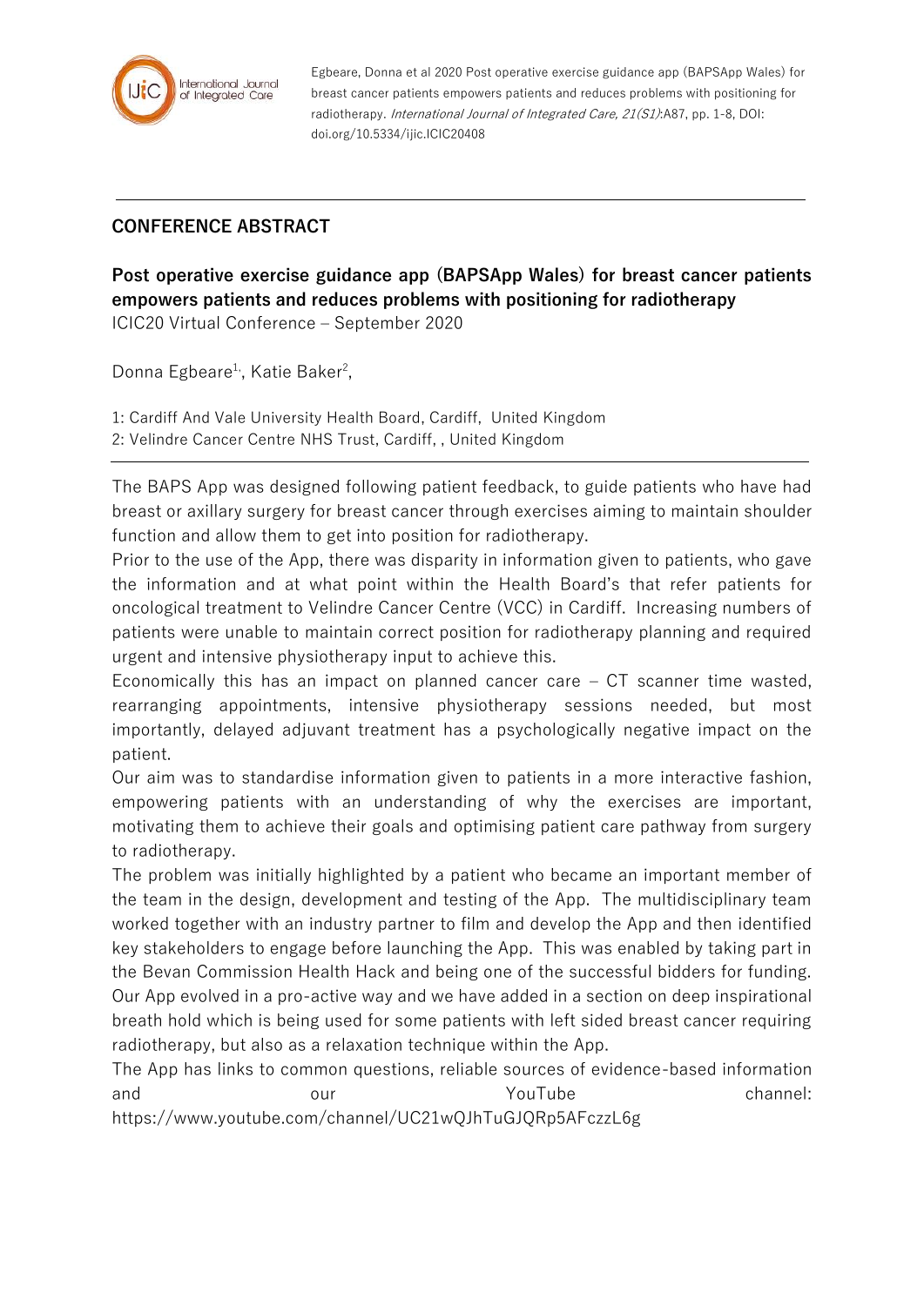Egbeare, Donna et al 2020 Post operative exercise guidance app (BAPSApp Wales) for breast cancer patients empowers patients and reduces problems with positioning for radiotherapy. *International Journal of Integrated Care, 21(S1)*:A87, pp. 1-8, DOI: doi.org/10.5334/ijic.ICIC20408

## CONFERENCE ABSTRACT

# Post operative exercise guidance app (BAPSApp Wales) for breast cancer patients empowers patients and reduces problems with positioning for radiotherapy

ICIC20 Virtual Conference – September 2020

Donna Egbeare[1], Katie Baker[2],

1: Cardiff And Vale University Health Board, Cardiff, United Kingdom
2: Velindre Cancer Centre NHS Trust, Cardiff, , United Kingdom

The BAPS App was designed following patient feedback, to guide patients who have had breast or axillary surgery for breast cancer through exercises aiming to maintain shoulder function and allow them to get into position for radiotherapy.

Prior to the use of the App, there was disparity in information given to patients, who gave the information and at what point within the Health Board's that refer patients for oncological treatment to Velindre Cancer Centre (VCC) in Cardiff. Increasing numbers of patients were unable to maintain correct position for radiotherapy planning and required urgent and intensive physiotherapy input to achieve this.

Economically this has an impact on planned cancer care – CT scanner time wasted, rearranging appointments, intensive physiotherapy sessions needed, but most importantly, delayed adjuvant treatment has a psychologically negative impact on the patient.

Our aim was to standardise information given to patients in a more interactive fashion, empowering patients with an understanding of why the exercises are important, motivating them to achieve their goals and optimising patient care pathway from surgery to radiotherapy.

The problem was initially highlighted by a patient who became an important member of the team in the design, development and testing of the App. The multidisciplinary team worked together with an industry partner to film and develop the App and then identified key stakeholders to engage before launching the App. This was enabled by taking part in the Bevan Commission Health Hack and being one of the successful bidders for funding.

Our App evolved in a pro-active way and we have added in a section on deep inspirational breath hold which is being used for some patients with left sided breast cancer requiring radiotherapy, but also as a relaxation technique within the App.

The App has links to common questions, reliable sources of evidence-based information and our YouTube channel: https://www.youtube.com/channel/UC21wQJhTuGJQRp5AFczzL6g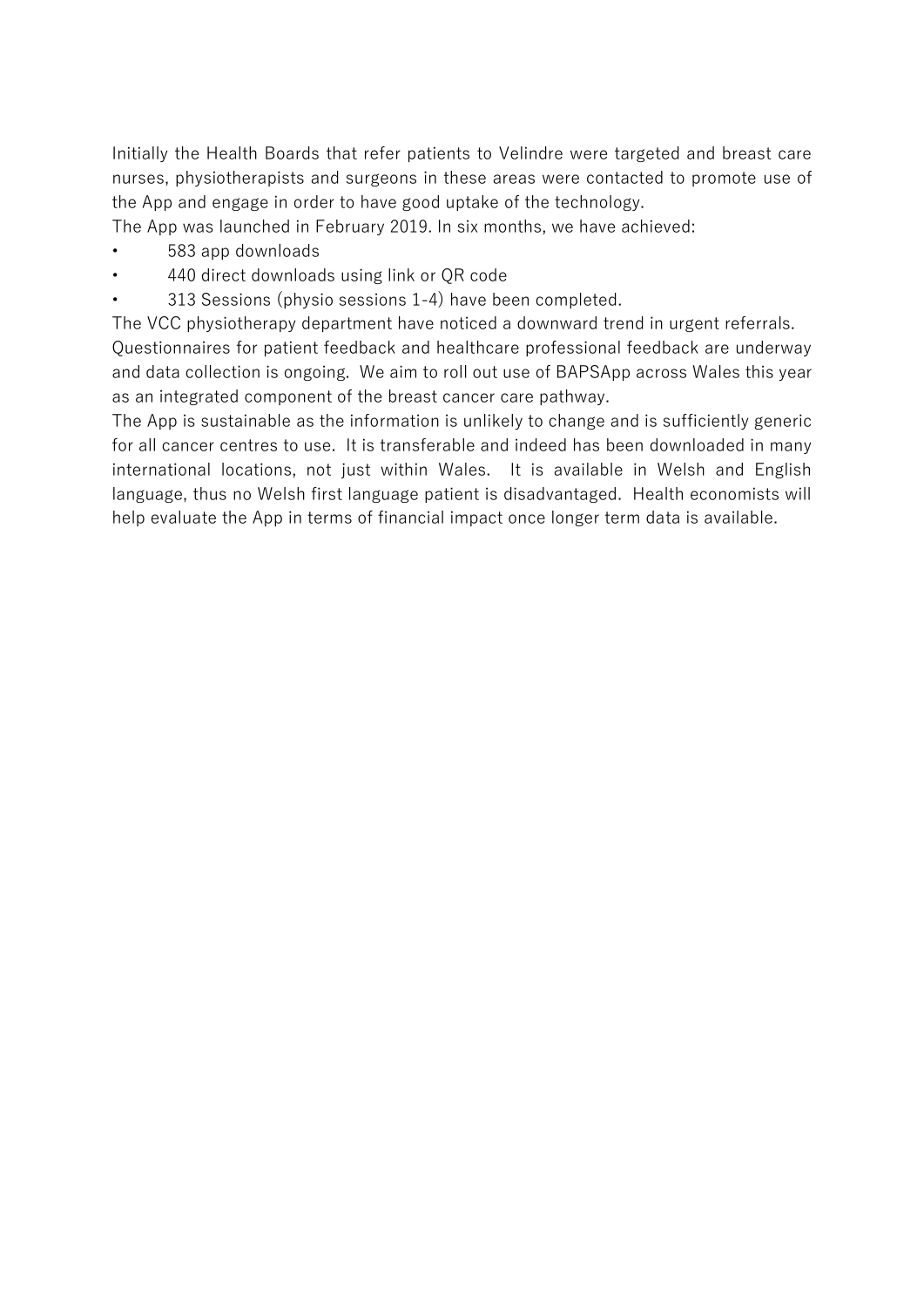Initially the Health Boards that refer patients to Velindre were targeted and breast care nurses, physiotherapists and surgeons in these areas were contacted to promote use of the App and engage in order to have good uptake of the technology.

The App was launched in February 2019. In six months, we have achieved:

- 583 app downloads
- 440 direct downloads using link or QR code
- 313 Sessions (physio sessions 1-4) have been completed.

The VCC physiotherapy department have noticed a downward trend in urgent referrals.

Questionnaires for patient feedback and healthcare professional feedback are underway and data collection is ongoing. We aim to roll out use of BAPSApp across Wales this year as an integrated component of the breast cancer care pathway.

The App is sustainable as the information is unlikely to change and is sufficiently generic for all cancer centres to use. It is transferable and indeed has been downloaded in many international locations, not just within Wales. It is available in Welsh and English language, thus no Welsh first language patient is disadvantaged. Health economists will help evaluate the App in terms of financial impact once longer term data is available.